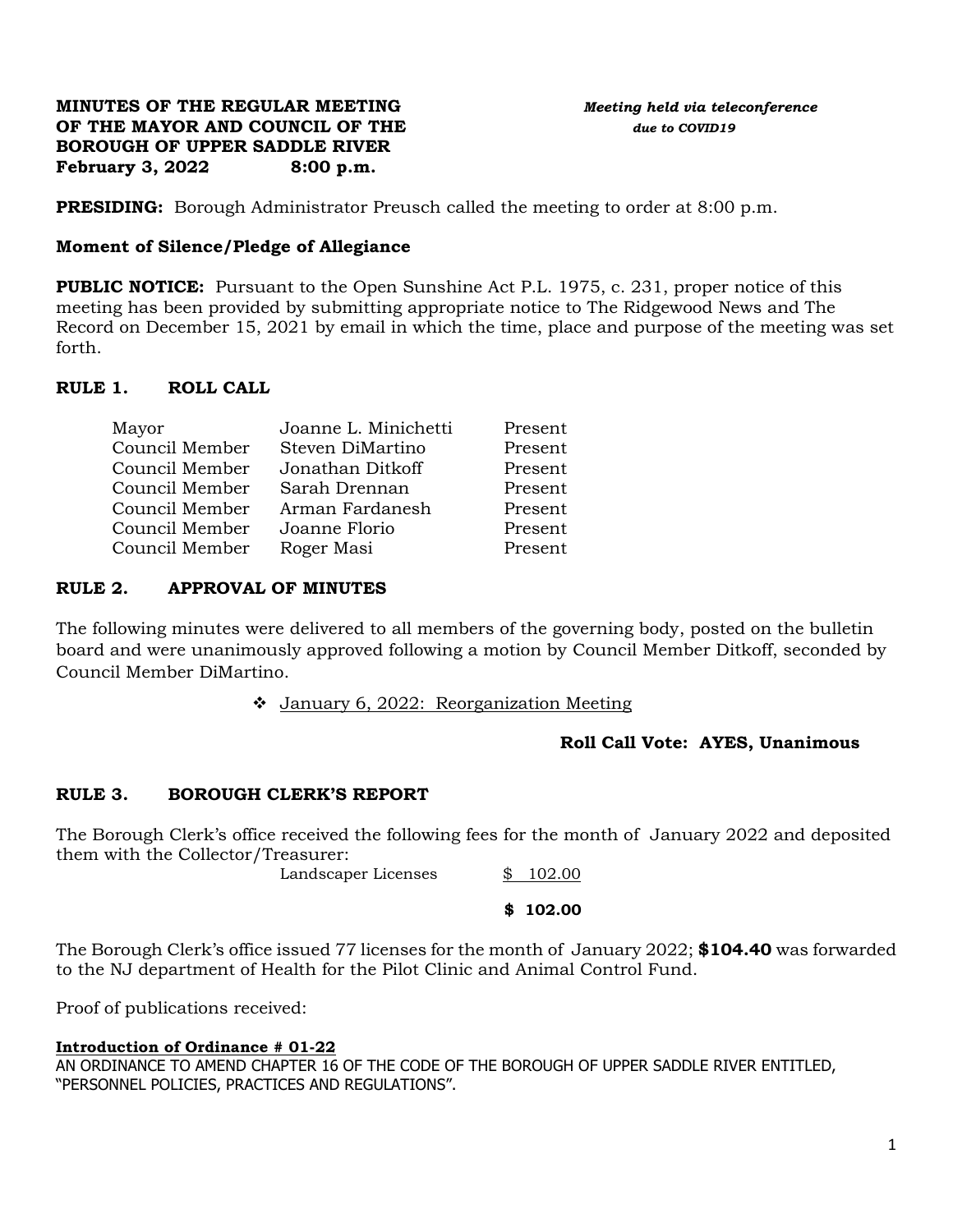**MINUTES OF THE REGULAR MEETING**
**OF THE MAYOR AND COUNCIL OF THE**
**BOROUGH OF UPPER SADDLE RIVER**
**February 3, 2022 8:00 p.m.**

***Meeting held via teleconference due to COVID19***

**PRESIDING:** Borough Administrator Preusch called the meeting to order at 8:00 p.m.

**Moment of Silence/Pledge of Allegiance**

**PUBLIC NOTICE:** Pursuant to the Open Sunshine Act P.L. 1975, c. 231, proper notice of this meeting has been provided by submitting appropriate notice to The Ridgewood News and The Record on December 15, 2021 by email in which the time, place and purpose of the meeting was set forth.

## RULE 1. ROLL CALL

| | | |
|---|---|---|
| Mayor | Joanne L. Minichetti | Present |
| Council Member | Steven DiMartino | Present |
| Council Member | Jonathan Ditkoff | Present |
| Council Member | Sarah Drennan | Present |
| Council Member | Arman Fardanesh | Present |
| Council Member | Joanne Florio | Present |
| Council Member | Roger Masi | Present |

## RULE 2. APPROVAL OF MINUTES

The following minutes were delivered to all members of the governing body, posted on the bulletin board and were unanimously approved following a motion by Council Member Ditkoff, seconded by Council Member DiMartino.

- January 6, 2022: Reorganization Meeting

**Roll Call Vote: AYES, Unanimous**

## RULE 3. BOROUGH CLERK'S REPORT

The Borough Clerk's office received the following fees for the month of January 2022 and deposited them with the Collector/Treasurer:

| | |
|---|---|
| Landscaper Licenses | $ 102.00 |
| | **$ 102.00** |

The Borough Clerk's office issued 77 licenses for the month of January 2022; **$104.40** was forwarded to the NJ department of Health for the Pilot Clinic and Animal Control Fund.

Proof of publications received:

**Introduction of Ordinance # 01-22**
AN ORDINANCE TO AMEND CHAPTER 16 OF THE CODE OF THE BOROUGH OF UPPER SADDLE RIVER ENTITLED, "PERSONNEL POLICIES, PRACTICES AND REGULATIONS".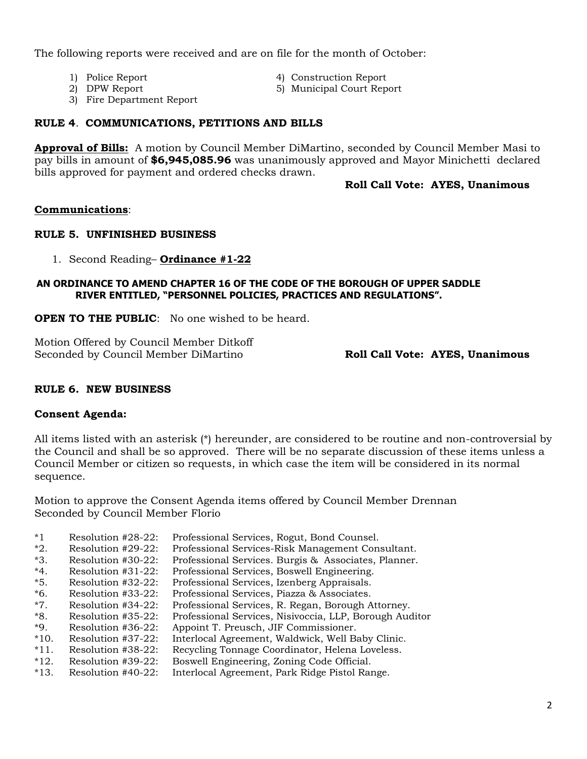The following reports were received and are on file for the month of October:

1) Police Report
2) DPW Report
3) Fire Department Report
4) Construction Report
5) Municipal Court Report

**RULE 4. COMMUNICATIONS, PETITIONS AND BILLS**

**Approval of Bills:** A motion by Council Member DiMartino, seconded by Council Member Masi to pay bills in amount of **$6,945,085.96** was unanimously approved and Mayor Minichetti declared bills approved for payment and ordered checks drawn.

**Roll Call Vote: AYES, Unanimous**

**Communications**:

**RULE 5. UNFINISHED BUSINESS**

1. Second Reading– **Ordinance #1-22**

**AN ORDINANCE TO AMEND CHAPTER 16 OF THE CODE OF THE BOROUGH OF UPPER SADDLE RIVER ENTITLED, "PERSONNEL POLICIES, PRACTICES AND REGULATIONS".**

**OPEN TO THE PUBLIC**: No one wished to be heard.

Motion Offered by Council Member Ditkoff
Seconded by Council Member DiMartino **Roll Call Vote: AYES, Unanimous**

**RULE 6. NEW BUSINESS**

**Consent Agenda:**

All items listed with an asterisk (*) hereunder, are considered to be routine and non-controversial by the Council and shall be so approved. There will be no separate discussion of these items unless a Council Member or citizen so requests, in which case the item will be considered in its normal sequence.

Motion to approve the Consent Agenda items offered by Council Member Drennan
Seconded by Council Member Florio

*1 Resolution #28-22: Professional Services, Rogut, Bond Counsel.
*2. Resolution #29-22: Professional Services-Risk Management Consultant.
*3. Resolution #30-22: Professional Services. Burgis & Associates, Planner.
*4. Resolution #31-22: Professional Services, Boswell Engineering.
*5. Resolution #32-22: Professional Services, Izenberg Appraisals.
*6. Resolution #33-22: Professional Services, Piazza & Associates.
*7. Resolution #34-22: Professional Services, R. Regan, Borough Attorney.
*8. Resolution #35-22: Professional Services, Nisivoccia, LLP, Borough Auditor
*9. Resolution #36-22: Appoint T. Preusch, JIF Commissioner.
*10. Resolution #37-22: Interlocal Agreement, Waldwick, Well Baby Clinic.
*11. Resolution #38-22: Recycling Tonnage Coordinator, Helena Loveless.
*12. Resolution #39-22: Boswell Engineering, Zoning Code Official.
*13. Resolution #40-22: Interlocal Agreement, Park Ridge Pistol Range.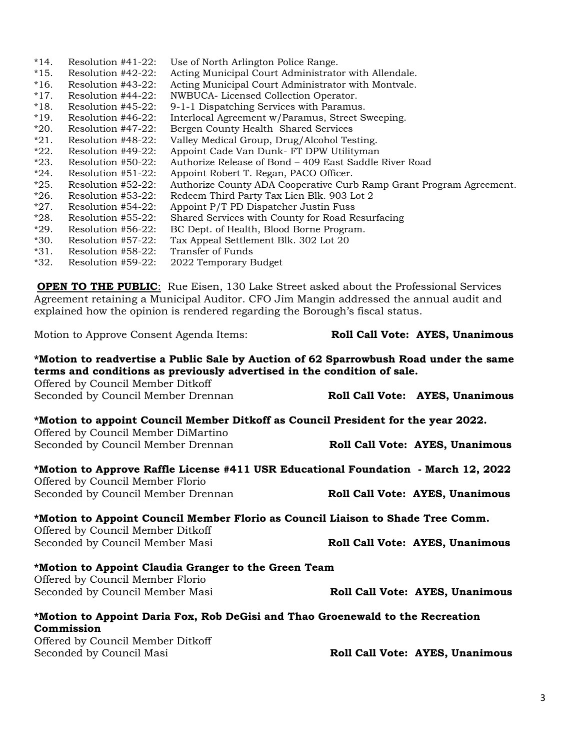*14. Resolution #41-22: Use of North Arlington Police Range.
*15. Resolution #42-22: Acting Municipal Court Administrator with Allendale.
*16. Resolution #43-22: Acting Municipal Court Administrator with Montvale.
*17. Resolution #44-22: NWBUCA- Licensed Collection Operator.
*18. Resolution #45-22: 9-1-1 Dispatching Services with Paramus.
*19. Resolution #46-22: Interlocal Agreement w/Paramus, Street Sweeping.
*20. Resolution #47-22: Bergen County Health Shared Services
*21. Resolution #48-22: Valley Medical Group, Drug/Alcohol Testing.
*22. Resolution #49-22: Appoint Cade Van Dunk- FT DPW Utilityman
*23. Resolution #50-22: Authorize Release of Bond – 409 East Saddle River Road
*24. Resolution #51-22: Appoint Robert T. Regan, PACO Officer.
*25. Resolution #52-22: Authorize County ADA Cooperative Curb Ramp Grant Program Agreement.
*26. Resolution #53-22: Redeem Third Party Tax Lien Blk. 903 Lot 2
*27. Resolution #54-22: Appoint P/T PD Dispatcher Justin Fuss
*28. Resolution #55-22: Shared Services with County for Road Resurfacing
*29. Resolution #56-22: BC Dept. of Health, Blood Borne Program.
*30. Resolution #57-22: Tax Appeal Settlement Blk. 302 Lot 20
*31. Resolution #58-22: Transfer of Funds
*32. Resolution #59-22: 2022 Temporary Budget

**OPEN TO THE PUBLIC**: Rue Eisen, 130 Lake Street asked about the Professional Services Agreement retaining a Municipal Auditor. CFO Jim Mangin addressed the annual audit and explained how the opinion is rendered regarding the Borough's fiscal status.

Motion to Approve Consent Agenda Items: **Roll Call Vote: AYES, Unanimous**

**\*Motion to readvertise a Public Sale by Auction of 62 Sparrowbush Road under the same terms and conditions as previously advertised in the condition of sale.**
Offered by Council Member Ditkoff
Seconded by Council Member Drennan **Roll Call Vote: AYES, Unanimous**

**\*Motion to appoint Council Member Ditkoff as Council President for the year 2022.**
Offered by Council Member DiMartino
Seconded by Council Member Drennan **Roll Call Vote: AYES, Unanimous**

**\*Motion to Approve Raffle License #411 USR Educational Foundation - March 12, 2022**
Offered by Council Member Florio
Seconded by Council Member Drennan **Roll Call Vote: AYES, Unanimous**

**\*Motion to Appoint Council Member Florio as Council Liaison to Shade Tree Comm.**
Offered by Council Member Ditkoff
Seconded by Council Member Masi **Roll Call Vote: AYES, Unanimous**

**\*Motion to Appoint Claudia Granger to the Green Team**
Offered by Council Member Florio
Seconded by Council Member Masi **Roll Call Vote: AYES, Unanimous**

**\*Motion to Appoint Daria Fox, Rob DeGisi and Thao Groenewald to the Recreation Commission**
Offered by Council Member Ditkoff
Seconded by Council Masi **Roll Call Vote: AYES, Unanimous**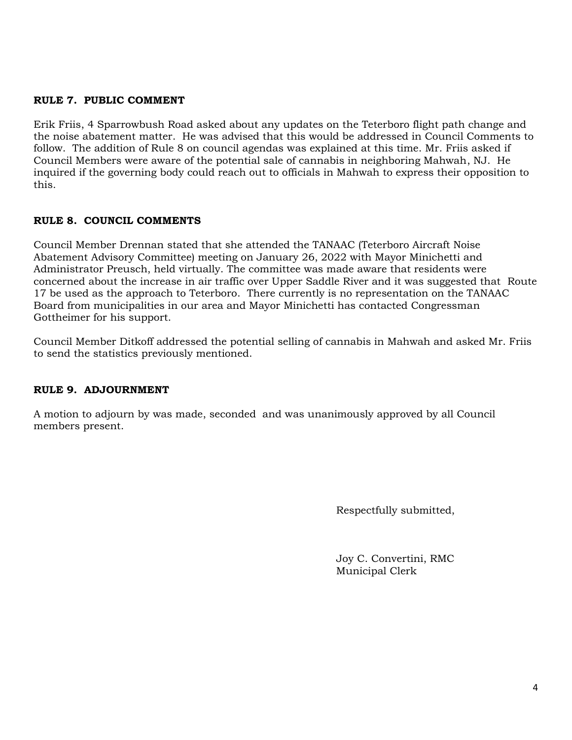**RULE 7. PUBLIC COMMENT**

Erik Friis, 4 Sparrowbush Road asked about any updates on the Teterboro flight path change and the noise abatement matter. He was advised that this would be addressed in Council Comments to follow. The addition of Rule 8 on council agendas was explained at this time. Mr. Friis asked if Council Members were aware of the potential sale of cannabis in neighboring Mahwah, NJ. He inquired if the governing body could reach out to officials in Mahwah to express their opposition to this.

**RULE 8. COUNCIL COMMENTS**

Council Member Drennan stated that she attended the TANAAC (Teterboro Aircraft Noise Abatement Advisory Committee) meeting on January 26, 2022 with Mayor Minichetti and Administrator Preusch, held virtually. The committee was made aware that residents were concerned about the increase in air traffic over Upper Saddle River and it was suggested that Route 17 be used as the approach to Teterboro. There currently is no representation on the TANAAC Board from municipalities in our area and Mayor Minichetti has contacted Congressman Gottheimer for his support.

Council Member Ditkoff addressed the potential selling of cannabis in Mahwah and asked Mr. Friis to send the statistics previously mentioned.

**RULE 9. ADJOURNMENT**

A motion to adjourn by was made, seconded and was unanimously approved by all Council members present.

Respectfully submitted,

Joy C. Convertini, RMC
Municipal Clerk